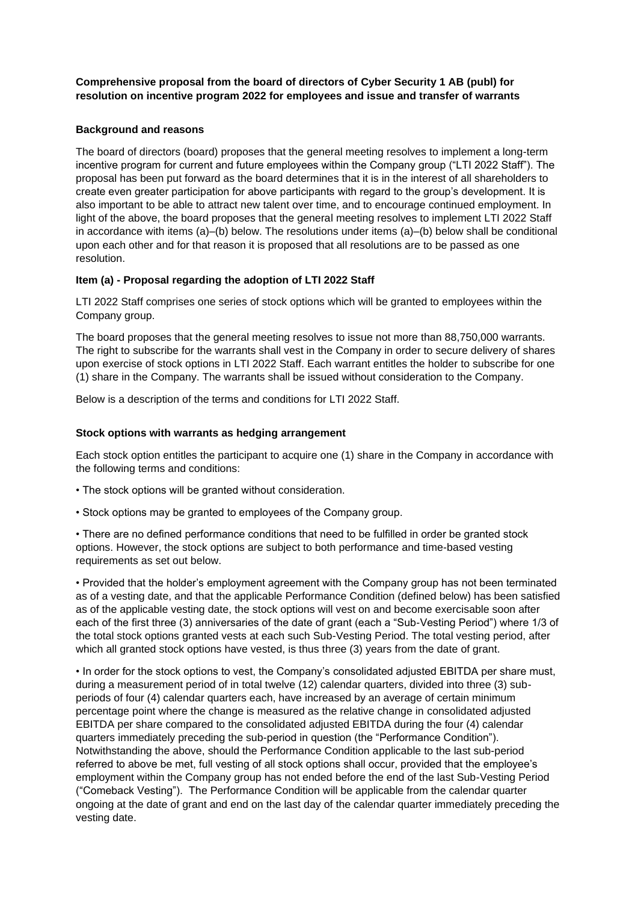**Comprehensive proposal from the board of directors of Cyber Security 1 AB (publ) for resolution on incentive program 2022 for employees and issue and transfer of warrants**

**Background and reasons**

The board of directors (board) proposes that the general meeting resolves to implement a long-term incentive program for current and future employees within the Company group ("LTI 2022 Staff"). The proposal has been put forward as the board determines that it is in the interest of all shareholders to create even greater participation for above participants with regard to the group's development. It is also important to be able to attract new talent over time, and to encourage continued employment. In light of the above, the board proposes that the general meeting resolves to implement LTI 2022 Staff in accordance with items (a)–(b) below. The resolutions under items (a)–(b) below shall be conditional upon each other and for that reason it is proposed that all resolutions are to be passed as one resolution.

**Item (a) - Proposal regarding the adoption of LTI 2022 Staff**

LTI 2022 Staff comprises one series of stock options which will be granted to employees within the Company group.

The board proposes that the general meeting resolves to issue not more than 88,750,000 warrants. The right to subscribe for the warrants shall vest in the Company in order to secure delivery of shares upon exercise of stock options in LTI 2022 Staff. Each warrant entitles the holder to subscribe for one (1) share in the Company. The warrants shall be issued without consideration to the Company.

Below is a description of the terms and conditions for LTI 2022 Staff.

**Stock options with warrants as hedging arrangement**

Each stock option entitles the participant to acquire one (1) share in the Company in accordance with the following terms and conditions:

• The stock options will be granted without consideration.

• Stock options may be granted to employees of the Company group.

• There are no defined performance conditions that need to be fulfilled in order be granted stock options. However, the stock options are subject to both performance and time-based vesting requirements as set out below.

• Provided that the holder's employment agreement with the Company group has not been terminated as of a vesting date, and that the applicable Performance Condition (defined below) has been satisfied as of the applicable vesting date, the stock options will vest on and become exercisable soon after each of the first three (3) anniversaries of the date of grant (each a "Sub-Vesting Period") where 1/3 of the total stock options granted vests at each such Sub-Vesting Period. The total vesting period, after which all granted stock options have vested, is thus three (3) years from the date of grant.

• In order for the stock options to vest, the Company's consolidated adjusted EBITDA per share must, during a measurement period of in total twelve (12) calendar quarters, divided into three (3) sub-periods of four (4) calendar quarters each, have increased by an average of certain minimum percentage point where the change is measured as the relative change in consolidated adjusted EBITDA per share compared to the consolidated adjusted EBITDA during the four (4) calendar quarters immediately preceding the sub-period in question (the "Performance Condition"). Notwithstanding the above, should the Performance Condition applicable to the last sub-period referred to above be met, full vesting of all stock options shall occur, provided that the employee's employment within the Company group has not ended before the end of the last Sub-Vesting Period ("Comeback Vesting"). The Performance Condition will be applicable from the calendar quarter ongoing at the date of grant and end on the last day of the calendar quarter immediately preceding the vesting date.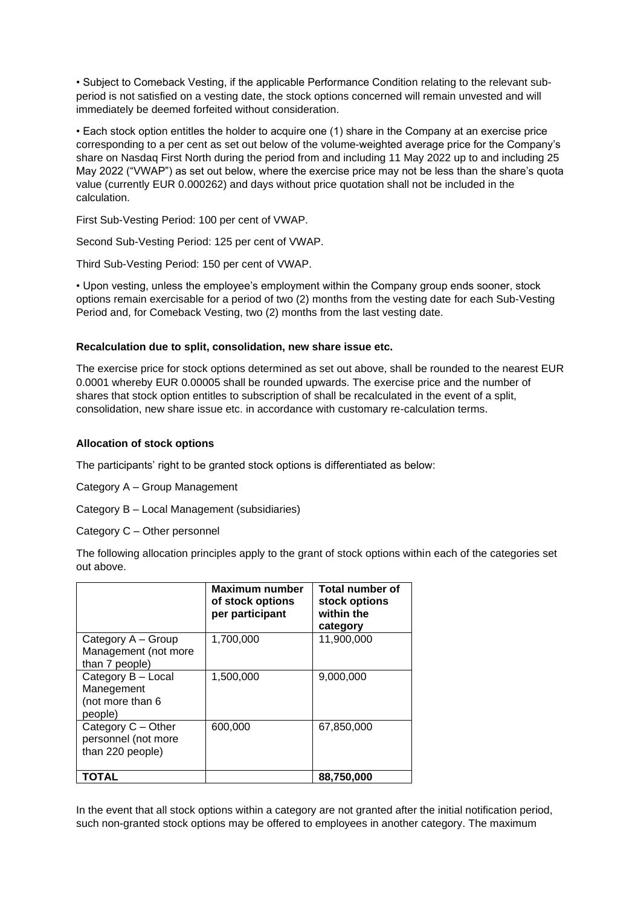• Subject to Comeback Vesting, if the applicable Performance Condition relating to the relevant sub-period is not satisfied on a vesting date, the stock options concerned will remain unvested and will immediately be deemed forfeited without consideration.

• Each stock option entitles the holder to acquire one (1) share in the Company at an exercise price corresponding to a per cent as set out below of the volume-weighted average price for the Company's share on Nasdaq First North during the period from and including 11 May 2022 up to and including 25 May 2022 ("VWAP") as set out below, where the exercise price may not be less than the share's quota value (currently EUR 0.000262) and days without price quotation shall not be included in the calculation.

First Sub-Vesting Period: 100 per cent of VWAP.

Second Sub-Vesting Period: 125 per cent of VWAP.

Third Sub-Vesting Period: 150 per cent of VWAP.

• Upon vesting, unless the employee's employment within the Company group ends sooner, stock options remain exercisable for a period of two (2) months from the vesting date for each Sub-Vesting Period and, for Comeback Vesting, two (2) months from the last vesting date.

**Recalculation due to split, consolidation, new share issue etc.**

The exercise price for stock options determined as set out above, shall be rounded to the nearest EUR 0.0001 whereby EUR 0.00005 shall be rounded upwards. The exercise price and the number of shares that stock option entitles to subscription of shall be recalculated in the event of a split, consolidation, new share issue etc. in accordance with customary re-calculation terms.

**Allocation of stock options**

The participants' right to be granted stock options is differentiated as below:

Category A – Group Management

Category B – Local Management (subsidiaries)

Category C – Other personnel

The following allocation principles apply to the grant of stock options within each of the categories set out above.

| | **Maximum number of stock options per participant** | **Total number of stock options within the category** |
|---|---|---|
| Category A – Group Management (not more than 7 people) | 1,700,000 | 11,900,000 |
| Category B – Local Manegement (not more than 6 people) | 1,500,000 | 9,000,000 |
| Category C – Other personnel (not more than 220 people) | 600,000 | 67,850,000 |
| **TOTAL** | | **88,750,000** |

In the event that all stock options within a category are not granted after the initial notification period, such non-granted stock options may be offered to employees in another category. The maximum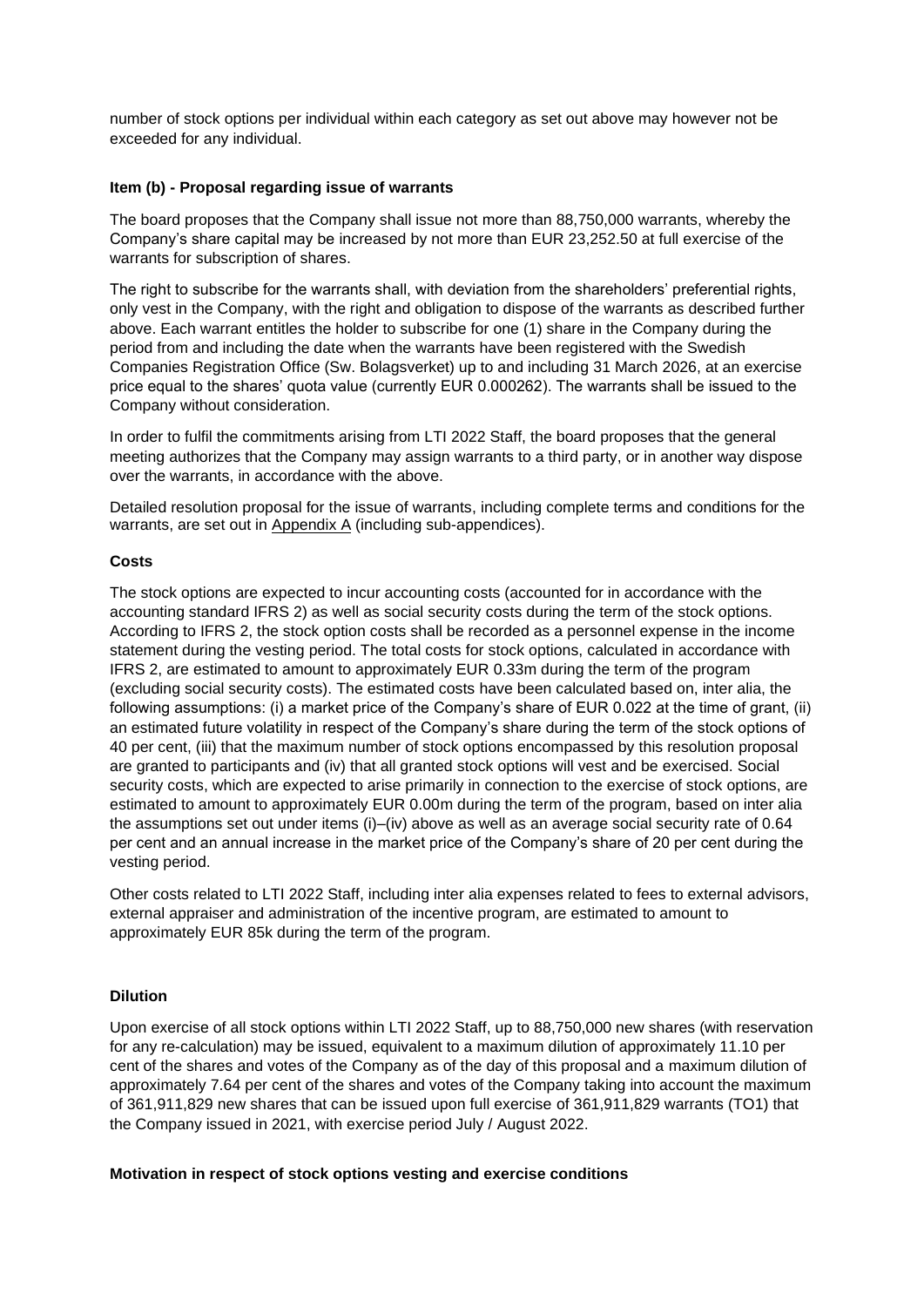number of stock options per individual within each category as set out above may however not be exceeded for any individual.

**Item (b) - Proposal regarding issue of warrants**

The board proposes that the Company shall issue not more than 88,750,000 warrants, whereby the Company's share capital may be increased by not more than EUR 23,252.50 at full exercise of the warrants for subscription of shares.

The right to subscribe for the warrants shall, with deviation from the shareholders' preferential rights, only vest in the Company, with the right and obligation to dispose of the warrants as described further above. Each warrant entitles the holder to subscribe for one (1) share in the Company during the period from and including the date when the warrants have been registered with the Swedish Companies Registration Office (Sw. Bolagsverket) up to and including 31 March 2026, at an exercise price equal to the shares' quota value (currently EUR 0.000262). The warrants shall be issued to the Company without consideration.

In order to fulfil the commitments arising from LTI 2022 Staff, the board proposes that the general meeting authorizes that the Company may assign warrants to a third party, or in another way dispose over the warrants, in accordance with the above.

Detailed resolution proposal for the issue of warrants, including complete terms and conditions for the warrants, are set out in Appendix A (including sub-appendices).

**Costs**

The stock options are expected to incur accounting costs (accounted for in accordance with the accounting standard IFRS 2) as well as social security costs during the term of the stock options. According to IFRS 2, the stock option costs shall be recorded as a personnel expense in the income statement during the vesting period. The total costs for stock options, calculated in accordance with IFRS 2, are estimated to amount to approximately EUR 0.33m during the term of the program (excluding social security costs). The estimated costs have been calculated based on, inter alia, the following assumptions: (i) a market price of the Company's share of EUR 0.022 at the time of grant, (ii) an estimated future volatility in respect of the Company's share during the term of the stock options of 40 per cent, (iii) that the maximum number of stock options encompassed by this resolution proposal are granted to participants and (iv) that all granted stock options will vest and be exercised. Social security costs, which are expected to arise primarily in connection to the exercise of stock options, are estimated to amount to approximately EUR 0.00m during the term of the program, based on inter alia the assumptions set out under items (i)–(iv) above as well as an average social security rate of 0.64 per cent and an annual increase in the market price of the Company's share of 20 per cent during the vesting period.

Other costs related to LTI 2022 Staff, including inter alia expenses related to fees to external advisors, external appraiser and administration of the incentive program, are estimated to amount to approximately EUR 85k during the term of the program.

**Dilution**

Upon exercise of all stock options within LTI 2022 Staff, up to 88,750,000 new shares (with reservation for any re-calculation) may be issued, equivalent to a maximum dilution of approximately 11.10 per cent of the shares and votes of the Company as of the day of this proposal and a maximum dilution of approximately 7.64 per cent of the shares and votes of the Company taking into account the maximum of 361,911,829 new shares that can be issued upon full exercise of 361,911,829 warrants (TO1) that the Company issued in 2021, with exercise period July / August 2022.

**Motivation in respect of stock options vesting and exercise conditions**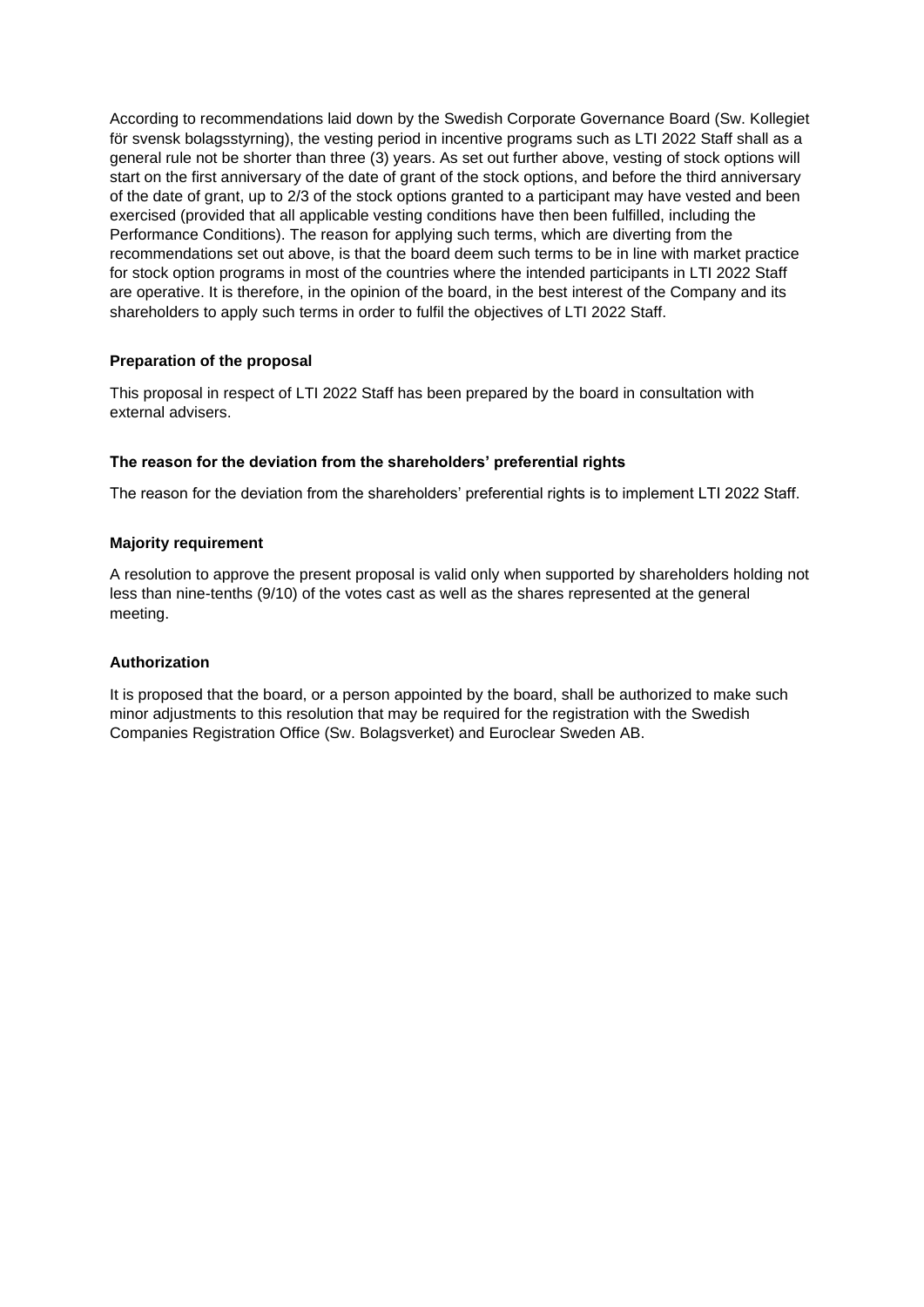According to recommendations laid down by the Swedish Corporate Governance Board (Sw. Kollegiet för svensk bolagsstyrning), the vesting period in incentive programs such as LTI 2022 Staff shall as a general rule not be shorter than three (3) years. As set out further above, vesting of stock options will start on the first anniversary of the date of grant of the stock options, and before the third anniversary of the date of grant, up to 2/3 of the stock options granted to a participant may have vested and been exercised (provided that all applicable vesting conditions have then been fulfilled, including the Performance Conditions). The reason for applying such terms, which are diverting from the recommendations set out above, is that the board deem such terms to be in line with market practice for stock option programs in most of the countries where the intended participants in LTI 2022 Staff are operative. It is therefore, in the opinion of the board, in the best interest of the Company and its shareholders to apply such terms in order to fulfil the objectives of LTI 2022 Staff.

**Preparation of the proposal**

This proposal in respect of LTI 2022 Staff has been prepared by the board in consultation with external advisers.

**The reason for the deviation from the shareholders' preferential rights**

The reason for the deviation from the shareholders' preferential rights is to implement LTI 2022 Staff.

**Majority requirement**

A resolution to approve the present proposal is valid only when supported by shareholders holding not less than nine-tenths (9/10) of the votes cast as well as the shares represented at the general meeting.

**Authorization**

It is proposed that the board, or a person appointed by the board, shall be authorized to make such minor adjustments to this resolution that may be required for the registration with the Swedish Companies Registration Office (Sw. Bolagsverket) and Euroclear Sweden AB.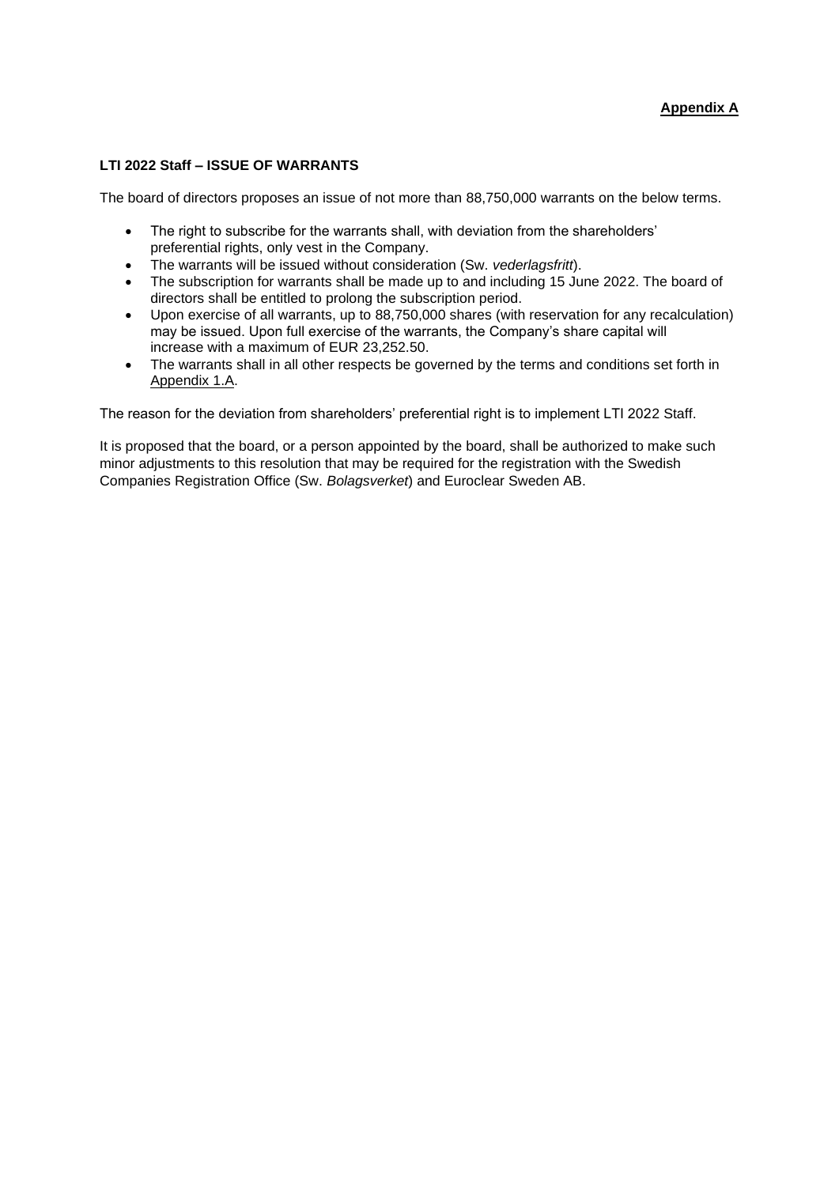**Appendix A**

**LTI 2022 Staff – ISSUE OF WARRANTS**

The board of directors proposes an issue of not more than 88,750,000 warrants on the below terms.

- The right to subscribe for the warrants shall, with deviation from the shareholders' preferential rights, only vest in the Company.
- The warrants will be issued without consideration (Sw. *vederlagsfritt*).
- The subscription for warrants shall be made up to and including 15 June 2022. The board of directors shall be entitled to prolong the subscription period.
- Upon exercise of all warrants, up to 88,750,000 shares (with reservation for any recalculation) may be issued. Upon full exercise of the warrants, the Company's share capital will increase with a maximum of EUR 23,252.50.
- The warrants shall in all other respects be governed by the terms and conditions set forth in Appendix 1.A.

The reason for the deviation from shareholders' preferential right is to implement LTI 2022 Staff.

It is proposed that the board, or a person appointed by the board, shall be authorized to make such minor adjustments to this resolution that may be required for the registration with the Swedish Companies Registration Office (Sw. *Bolagsverket*) and Euroclear Sweden AB.